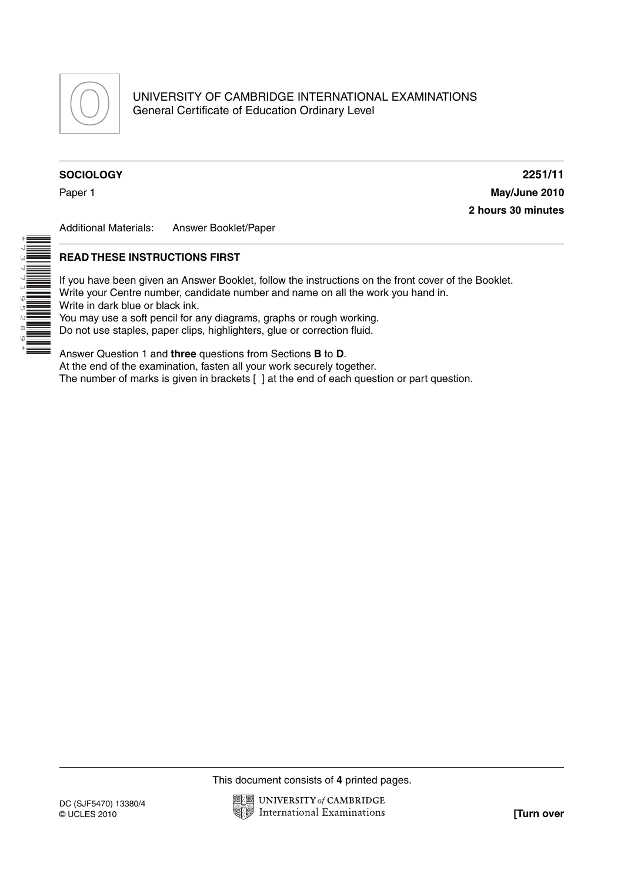UNIVERSITY OF CAMBRIDGE INTERNATIONAL EXAMINATIONS
General Certificate of Education Ordinary Level

**SOCIOLOGY** **2251/11**

Paper 1 **May/June 2010**

**2 hours 30 minutes**

Additional Materials: Answer Booklet/Paper

**READ THESE INSTRUCTIONS FIRST**

If you have been given an Answer Booklet, follow the instructions on the front cover of the Booklet.
Write your Centre number, candidate number and name on all the work you hand in.
Write in dark blue or black ink.
You may use a soft pencil for any diagrams, graphs or rough working.
Do not use staples, paper clips, highlighters, glue or correction fluid.

Answer Question 1 and **three** questions from Sections **B** to **D**.
At the end of the examination, fasten all your work securely together.
The number of marks is given in brackets [ ] at the end of each question or part question.

This document consists of **4** printed pages.

DC (SJF5470) 13380/4
© UCLES 2010

**[Turn over**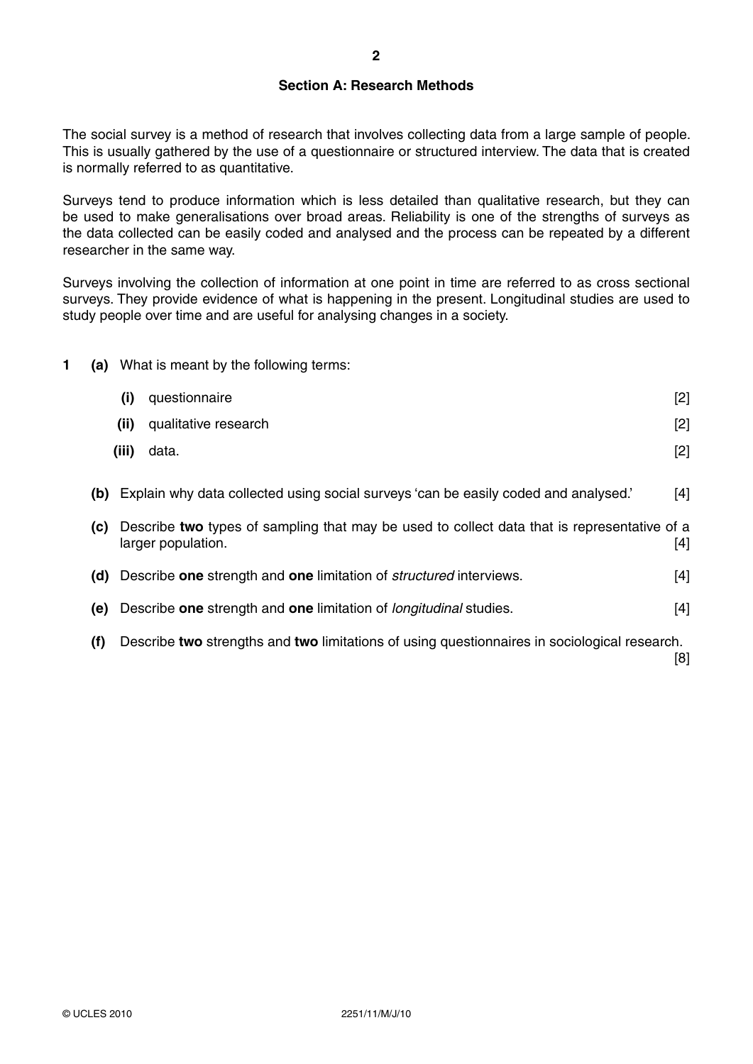## Section A: Research Methods

The social survey is a method of research that involves collecting data from a large sample of people. This is usually gathered by the use of a questionnaire or structured interview. The data that is created is normally referred to as quantitative.

Surveys tend to produce information which is less detailed than qualitative research, but they can be used to make generalisations over broad areas. Reliability is one of the strengths of surveys as the data collected can be easily coded and analysed and the process can be repeated by a different researcher in the same way.

Surveys involving the collection of information at one point in time are referred to as cross sectional surveys. They provide evidence of what is happening in the present. Longitudinal studies are used to study people over time and are useful for analysing changes in a society.

**1** **(a)** What is meant by the following terms:

**(i)** questionnaire [2]

**(ii)** qualitative research [2]

**(iii)** data. [2]

**(b)** Explain why data collected using social surveys 'can be easily coded and analysed.' [4]

**(c)** Describe **two** types of sampling that may be used to collect data that is representative of a larger population. [4]

**(d)** Describe **one** strength and **one** limitation of *structured* interviews. [4]

**(e)** Describe **one** strength and **one** limitation of *longitudinal* studies. [4]

**(f)** Describe **two** strengths and **two** limitations of using questionnaires in sociological research. [8]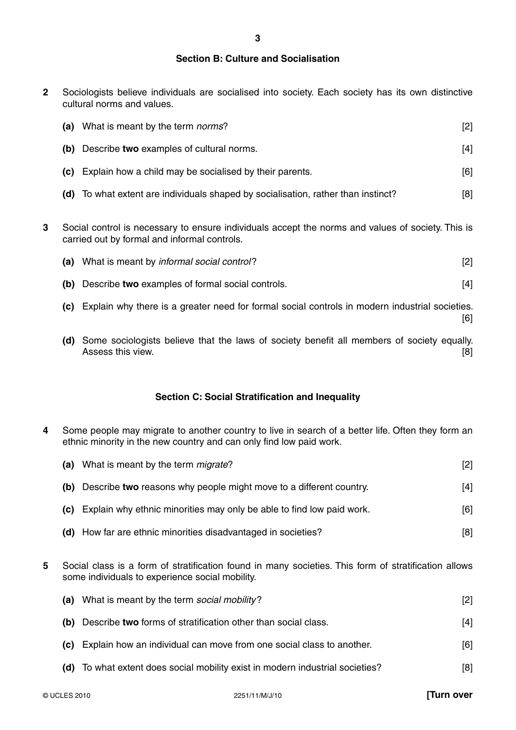## Section B: Culture and Socialisation

**2** Sociologists believe individuals are socialised into society. Each society has its own distinctive cultural norms and values.

**(a)** What is meant by the term *norms*? [2]

**(b)** Describe **two** examples of cultural norms. [4]

**(c)** Explain how a child may be socialised by their parents. [6]

**(d)** To what extent are individuals shaped by socialisation, rather than instinct? [8]

**3** Social control is necessary to ensure individuals accept the norms and values of society. This is carried out by formal and informal controls.

**(a)** What is meant by *informal social control*? [2]

**(b)** Describe **two** examples of formal social controls. [4]

**(c)** Explain why there is a greater need for formal social controls in modern industrial societies. [6]

**(d)** Some sociologists believe that the laws of society benefit all members of society equally. Assess this view. [8]

## Section C: Social Stratification and Inequality

**4** Some people may migrate to another country to live in search of a better life. Often they form an ethnic minority in the new country and can only find low paid work.

**(a)** What is meant by the term *migrate*? [2]

**(b)** Describe **two** reasons why people might move to a different country. [4]

**(c)** Explain why ethnic minorities may only be able to find low paid work. [6]

**(d)** How far are ethnic minorities disadvantaged in societies? [8]

**5** Social class is a form of stratification found in many societies. This form of stratification allows some individuals to experience social mobility.

**(a)** What is meant by the term *social mobility*? [2]

**(b)** Describe **two** forms of stratification other than social class. [4]

**(c)** Explain how an individual can move from one social class to another. [6]

**(d)** To what extent does social mobility exist in modern industrial societies? [8]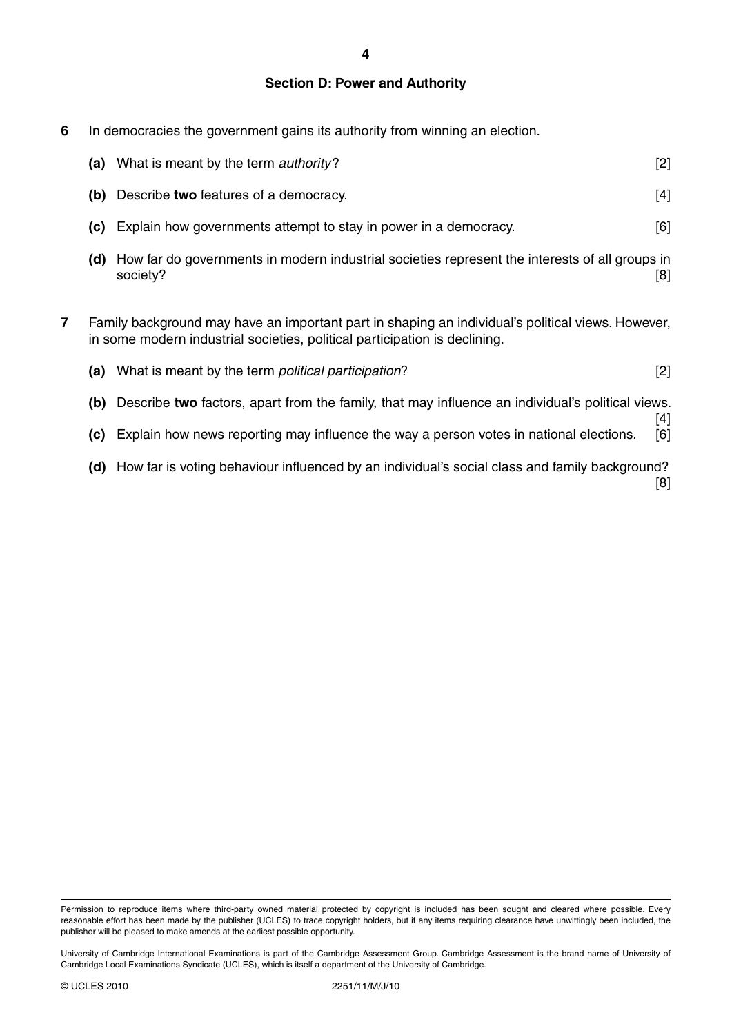## Section D: Power and Authority

**6** In democracies the government gains its authority from winning an election.

**(a)** What is meant by the term *authority*? [2]

**(b)** Describe **two** features of a democracy. [4]

**(c)** Explain how governments attempt to stay in power in a democracy. [6]

**(d)** How far do governments in modern industrial societies represent the interests of all groups in society? [8]

**7** Family background may have an important part in shaping an individual's political views. However, in some modern industrial societies, political participation is declining.

**(a)** What is meant by the term *political participation*? [2]

**(b)** Describe **two** factors, apart from the family, that may influence an individual's political views. [4]

**(c)** Explain how news reporting may influence the way a person votes in national elections. [6]

**(d)** How far is voting behaviour influenced by an individual's social class and family background? [8]

Permission to reproduce items where third-party owned material protected by copyright is included has been sought and cleared where possible. Every reasonable effort has been made by the publisher (UCLES) to trace copyright holders, but if any items requiring clearance have unwittingly been included, the publisher will be pleased to make amends at the earliest possible opportunity.

University of Cambridge International Examinations is part of the Cambridge Assessment Group. Cambridge Assessment is the brand name of University of Cambridge Local Examinations Syndicate (UCLES), which is itself a department of the University of Cambridge.

© UCLES 2010 2251/11/M/J/10